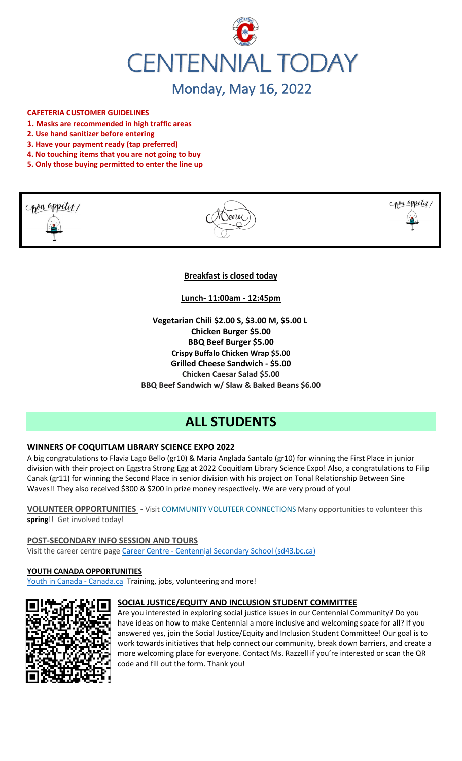# CENTENNIAL TODAY

## Monday, May 16, 2022

**CAFETERIA CUSTOMER GUIDELINES**

1. **Masks are recommended in high traffic areas**
2. **Use hand sanitizer before entering**
3. **Have your payment ready (tap preferred)**
4. **No touching items that you are not going to buy**
5. **Only those buying permitted to enter the line up**

Bon appetit! Menu Bon appetit!

**Breakfast is closed today**

**Lunch- 11:00am - 12:45pm**

**Vegetarian Chili $2.00 S, $3.00 M, $5.00 L**
**Chicken Burger $5.00**
**BBQ Beef Burger $5.00**
**Crispy Buffalo Chicken Wrap $5.00**
**Grilled Cheese Sandwich - $5.00**
**Chicken Caesar Salad $5.00**
**BBQ Beef Sandwich w/ Slaw & Baked Beans $6.00**

# ALL STUDENTS

**WINNERS OF COQUITLAM LIBRARY SCIENCE EXPO 2022**

A big congratulations to Flavia Lago Bello (gr10) & Maria Anglada Santalo (gr10) for winning the First Place in junior division with their project on Eggstra Strong Egg at 2022 Coquitlam Library Science Expo! Also, a congratulations to Filip Canak (gr11) for winning the Second Place in senior division with his project on Tonal Relationship Between Sine Waves!! They also received $300 & $200 in prize money respectively. We are very proud of you!

**VOLUNTEER OPPORTUNITIES** - Visit COMMUNITY VOLUTEER CONNECTIONS Many opportunities to volunteer this **spring**!! Get involved today!

**POST-SECONDARY INFO SESSION AND TOURS**

Visit the career centre page Career Centre - Centennial Secondary School (sd43.bc.ca)

**YOUTH CANADA OPPORTUNITIES**

Youth in Canada - Canada.ca Training, jobs, volunteering and more!

**SOCIAL JUSTICE/EQUITY AND INCLUSION STUDENT COMMITTEE**

Are you interested in exploring social justice issues in our Centennial Community? Do you have ideas on how to make Centennial a more inclusive and welcoming space for all? If you answered yes, join the Social Justice/Equity and Inclusion Student Committee! Our goal is to work towards initiatives that help connect our community, break down barriers, and create a more welcoming place for everyone. Contact Ms. Razzell if you're interested or scan the QR code and fill out the form. Thank you!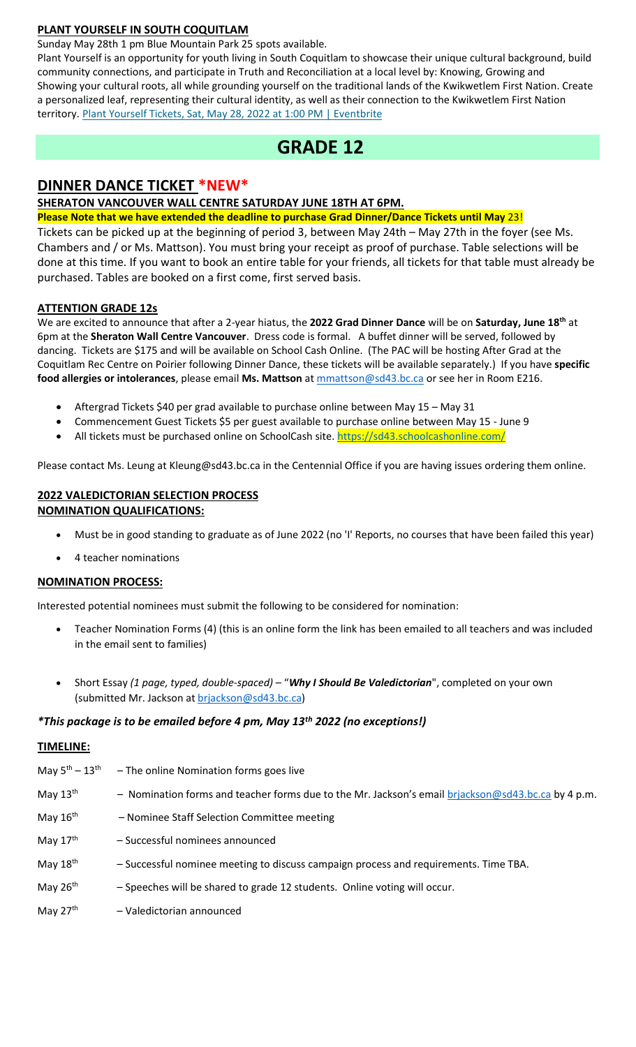**PLANT YOURSELF IN SOUTH COQUITLAM**

Sunday May 28th 1 pm Blue Mountain Park 25 spots available.

Plant Yourself is an opportunity for youth living in South Coquitlam to showcase their unique cultural background, build community connections, and participate in Truth and Reconciliation at a local level by: Knowing, Growing and Showing your cultural roots, all while grounding yourself on the traditional lands of the Kwikwetlem First Nation. Create a personalized leaf, representing their cultural identity, as well as their connection to the Kwikwetlem First Nation territory. [Plant Yourself Tickets, Sat, May 28, 2022 at 1:00 PM | Eventbrite]

# GRADE 12

## DINNER DANCE TICKET *NEW*

**SHERATON VANCOUVER WALL CENTRE SATURDAY JUNE 18TH AT 6PM.**

**Please Note that we have extended the deadline to purchase Grad Dinner/Dance Tickets until May 23!**

Tickets can be picked up at the beginning of period 3, between May 24th – May 27th in the foyer (see Ms. Chambers and / or Ms. Mattson). You must bring your receipt as proof of purchase. Table selections will be done at this time. If you want to book an entire table for your friends, all tickets for that table must already be purchased. Tables are booked on a first come, first served basis.

**ATTENTION GRADE 12s**

We are excited to announce that after a 2-year hiatus, the **2022 Grad Dinner Dance** will be on **Saturday, June 18th** at 6pm at the **Sheraton Wall Centre Vancouver**. Dress code is formal. A buffet dinner will be served, followed by dancing. Tickets are $175 and will be available on School Cash Online. (The PAC will be hosting After Grad at the Coquitlam Rec Centre on Poirier following Dinner Dance, these tickets will be available separately.) If you have **specific food allergies or intolerances**, please email **Ms. Mattson** at mmattson@sd43.bc.ca or see her in Room E216.

- Aftergrad Tickets $40 per grad available to purchase online between May 15 – May 31
- Commencement Guest Tickets $5 per guest available to purchase online between May 15 - June 9
- All tickets must be purchased online on SchoolCash site. https://sd43.schoolcashonline.com/

Please contact Ms. Leung at Kleung@sd43.bc.ca in the Centennial Office if you are having issues ordering them online.

**2022 VALEDICTORIAN SELECTION PROCESS**

**NOMINATION QUALIFICATIONS:**

- Must be in good standing to graduate as of June 2022 (no 'I' Reports, no courses that have been failed this year)
- 4 teacher nominations

**NOMINATION PROCESS:**

Interested potential nominees must submit the following to be considered for nomination:

- Teacher Nomination Forms (4) (this is an online form the link has been emailed to all teachers and was included in the email sent to families)
- Short Essay *(1 page, typed, double-spaced)* – "***Why I Should Be Valedictorian***", completed on your own (submitted Mr. Jackson at brjackson@sd43.bc.ca)

***\*This package is to be emailed before 4 pm, May 13th 2022 (no exceptions!)***

**TIMELINE:**

May 5th – 13th – The online Nomination forms goes live

May 13th – Nomination forms and teacher forms due to the Mr. Jackson's email brjackson@sd43.bc.ca by 4 p.m.

May 16th – Nominee Staff Selection Committee meeting

May 17th – Successful nominees announced

May 18th – Successful nominee meeting to discuss campaign process and requirements. Time TBA.

May 26th – Speeches will be shared to grade 12 students. Online voting will occur.

May 27th – Valedictorian announced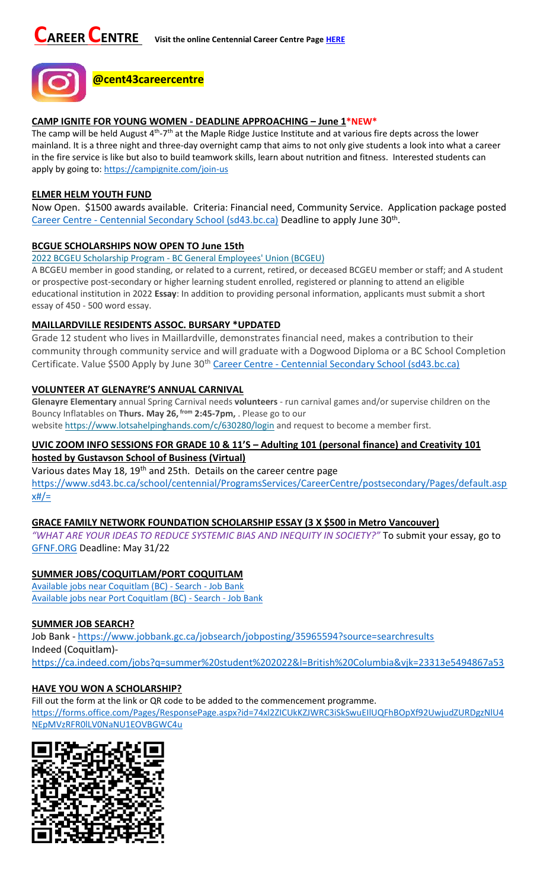# CAREER CENTRE

**Visit the online Centennial Career Centre Page HERE**

**@cent43careercentre**

## CAMP IGNITE FOR YOUNG WOMEN - DEADLINE APPROACHING – June 1*NEW*

The camp will be held August 4th-7th at the Maple Ridge Justice Institute and at various fire depts across the lower mainland. It is a three night and three-day overnight camp that aims to not only give students a look into what a career in the fire service is like but also to build teamwork skills, learn about nutrition and fitness. Interested students can apply by going to: https://campignite.com/join-us

## ELMER HELM YOUTH FUND

Now Open. $1500 awards available. Criteria: Financial need, Community Service. Application package posted Career Centre - Centennial Secondary School (sd43.bc.ca) Deadline to apply June 30th.

## BCGUE SCHOLARSHIPS NOW OPEN TO June 15th

2022 BCGEU Scholarship Program - BC General Employees' Union (BCGEU)

A BCGEU member in good standing, or related to a current, retired, or deceased BCGEU member or staff; and A student or prospective post-secondary or higher learning student enrolled, registered or planning to attend an eligible educational institution in 2022 **Essay**: In addition to providing personal information, applicants must submit a short essay of 450 - 500 word essay.

## MAILLARDVILLE RESIDENTS ASSOC. BURSARY *UPDATED

Grade 12 student who lives in Maillardville, demonstrates financial need, makes a contribution to their community through community service and will graduate with a Dogwood Diploma or a BC School Completion Certificate. Value $500 Apply by June 30th Career Centre - Centennial Secondary School (sd43.bc.ca)

## VOLUNTEER AT GLENAYRE'S ANNUAL CARNIVAL

**Glenayre Elementary** annual Spring Carnival needs **volunteers** - run carnival games and/or supervise children on the Bouncy Inflatables on **Thurs. May 26, from 2:45-7pm,** . Please go to our website https://www.lotsahelpinghands.com/c/630280/login and request to become a member first.

## UVIC ZOOM INFO SESSIONS FOR GRADE 10 & 11'S – Adulting 101 (personal finance) and Creativity 101 hosted by Gustavson School of Business (Virtual)

Various dates May 18, 19th and 25th. Details on the career centre page https://www.sd43.bc.ca/school/centennial/ProgramsServices/CareerCentre/postsecondary/Pages/default.aspx#/=

## GRACE FAMILY NETWORK FOUNDATION SCHOLARSHIP ESSAY (3 X $500 in Metro Vancouver)

*"WHAT ARE YOUR IDEAS TO REDUCE SYSTEMIC BIAS AND INEQUITY IN SOCIETY?"* To submit your essay, go to GFNF.ORG Deadline: May 31/22

## SUMMER JOBS/COQUITLAM/PORT COQUITLAM

Available jobs near Coquitlam (BC) - Search - Job Bank
Available jobs near Port Coquitlam (BC) - Search - Job Bank

## SUMMER JOB SEARCH?

Job Bank - https://www.jobbank.gc.ca/jobsearch/jobposting/35965594?source=searchresults
Indeed (Coquitlam)-
https://ca.indeed.com/jobs?q=summer%20student%202022&l=British%20Columbia&vjk=23313e5494867a53

## HAVE YOU WON A SCHOLARSHIP?

Fill out the form at the link or QR code to be added to the commencement programme.
https://forms.office.com/Pages/ResponsePage.aspx?id=74xl2ZICUkKZJWRC3iSkSwuEIlUQFhBOpXf92UwjudZURDgzNlU4NEpMVzRFR0lLV0NaNU1EOVBGWC4u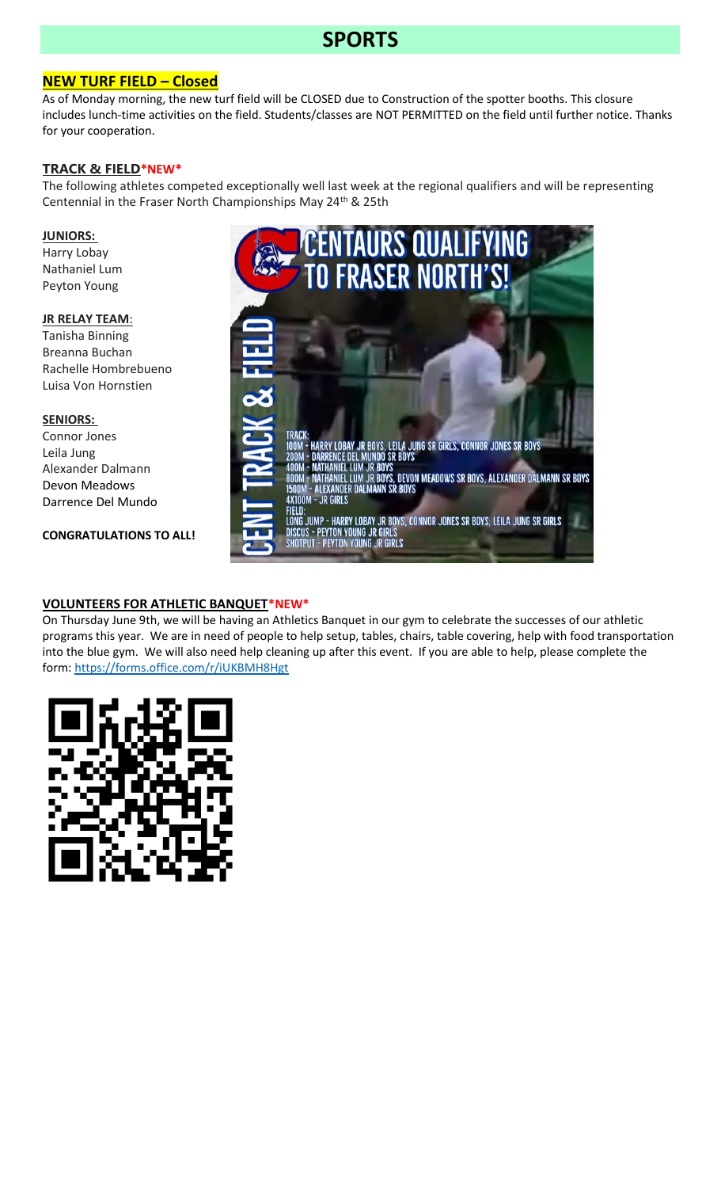# SPORTS

## NEW TURF FIELD – Closed

As of Monday morning, the new turf field will be CLOSED due to Construction of the spotter booths. This closure includes lunch-time activities on the field. Students/classes are NOT PERMITTED on the field until further notice. Thanks for your cooperation.

## TRACK & FIELD*NEW*

The following athletes competed exceptionally well last week at the regional qualifiers and will be representing Centennial in the Fraser North Championships May 24th & 25th

**JUNIORS:**
Harry Lobay
Nathaniel Lum
Peyton Young

**JR RELAY TEAM**:
Tanisha Binning
Breanna Buchan
Rachelle Hombrebueno
Luisa Von Hornstien

**SENIORS:**
Connor Jones
Leila Jung
Alexander Dalmann
Devon Meadows
Darrence Del Mundo

**CONGRATULATIONS TO ALL!**

CENTAURS QUALIFYING TO FRASER NORTH'S!

CENT TRACK & FIELD

TRACK:
100M - HARRY LOBAY JR BOYS, LEILA JUNG SR GIRLS, CONNOR JONES SR BOYS
200M - DARRENCE DEL MUNDO SR BOYS
400M - NATHANIEL LUM JR BOYS
800M - NATHANIEL LUM JR BOYS, DEVON MEADOWS SR BOYS, ALEXANDER DALMANN SR BOYS
1500M - ALEXANDER DALMANN SR BOYS
4X100M - JR GIRLS
FIELD:
LONG JUMP - HARRY LOBAY JR BOYS, CONNOR JONES SR BOYS, LEILA JUNG SR GIRLS
DISCUS - PEYTON YOUNG JR GIRLS
SHOTPUT - PEYTON YOUNG JR GIRLS

## VOLUNTEERS FOR ATHLETIC BANQUET*NEW*

On Thursday June 9th, we will be having an Athletics Banquet in our gym to celebrate the successes of our athletic programs this year. We are in need of people to help setup, tables, chairs, table covering, help with food transportation into the blue gym. We will also need help cleaning up after this event. If you are able to help, please complete the form: https://forms.office.com/r/iUKBMH8Hgt